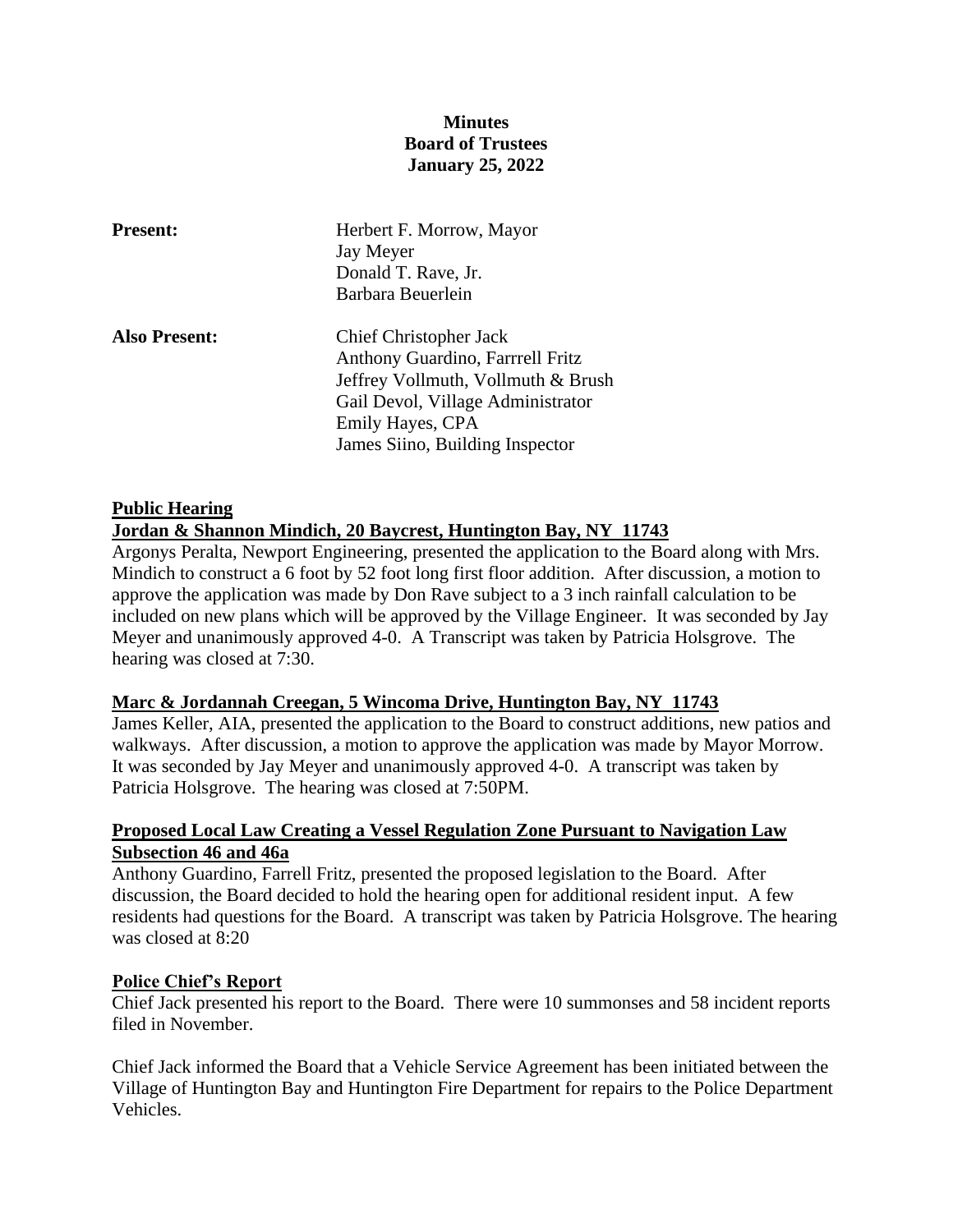**Minutes**
**Board of Trustees**
**January 25, 2022**

| | |
|---|---|
| **Present:** | Herbert F. Morrow, Mayor<br>Jay Meyer<br>Donald T. Rave, Jr.<br>Barbara Beuerlein |
| **Also Present:** | Chief Christopher Jack<br>Anthony Guardino, Farrrell Fritz<br>Jeffrey Vollmuth, Vollmuth & Brush<br>Gail Devol, Village Administrator<br>Emily Hayes, CPA<br>James Siino, Building Inspector |

**Public Hearing**

**Jordan & Shannon Mindich, 20 Baycrest, Huntington Bay, NY 11743**

Argonys Peralta, Newport Engineering, presented the application to the Board along with Mrs. Mindich to construct a 6 foot by 52 foot long first floor addition. After discussion, a motion to approve the application was made by Don Rave subject to a 3 inch rainfall calculation to be included on new plans which will be approved by the Village Engineer. It was seconded by Jay Meyer and unanimously approved 4-0. A Transcript was taken by Patricia Holsgrove. The hearing was closed at 7:30.

**Marc & Jordannah Creegan, 5 Wincoma Drive, Huntington Bay, NY 11743**

James Keller, AIA, presented the application to the Board to construct additions, new patios and walkways. After discussion, a motion to approve the application was made by Mayor Morrow. It was seconded by Jay Meyer and unanimously approved 4-0. A transcript was taken by Patricia Holsgrove. The hearing was closed at 7:50PM.

**Proposed Local Law Creating a Vessel Regulation Zone Pursuant to Navigation Law Subsection 46 and 46a**

Anthony Guardino, Farrell Fritz, presented the proposed legislation to the Board. After discussion, the Board decided to hold the hearing open for additional resident input. A few residents had questions for the Board. A transcript was taken by Patricia Holsgrove. The hearing was closed at 8:20

**Police Chief's Report**

Chief Jack presented his report to the Board. There were 10 summonses and 58 incident reports filed in November.

Chief Jack informed the Board that a Vehicle Service Agreement has been initiated between the Village of Huntington Bay and Huntington Fire Department for repairs to the Police Department Vehicles.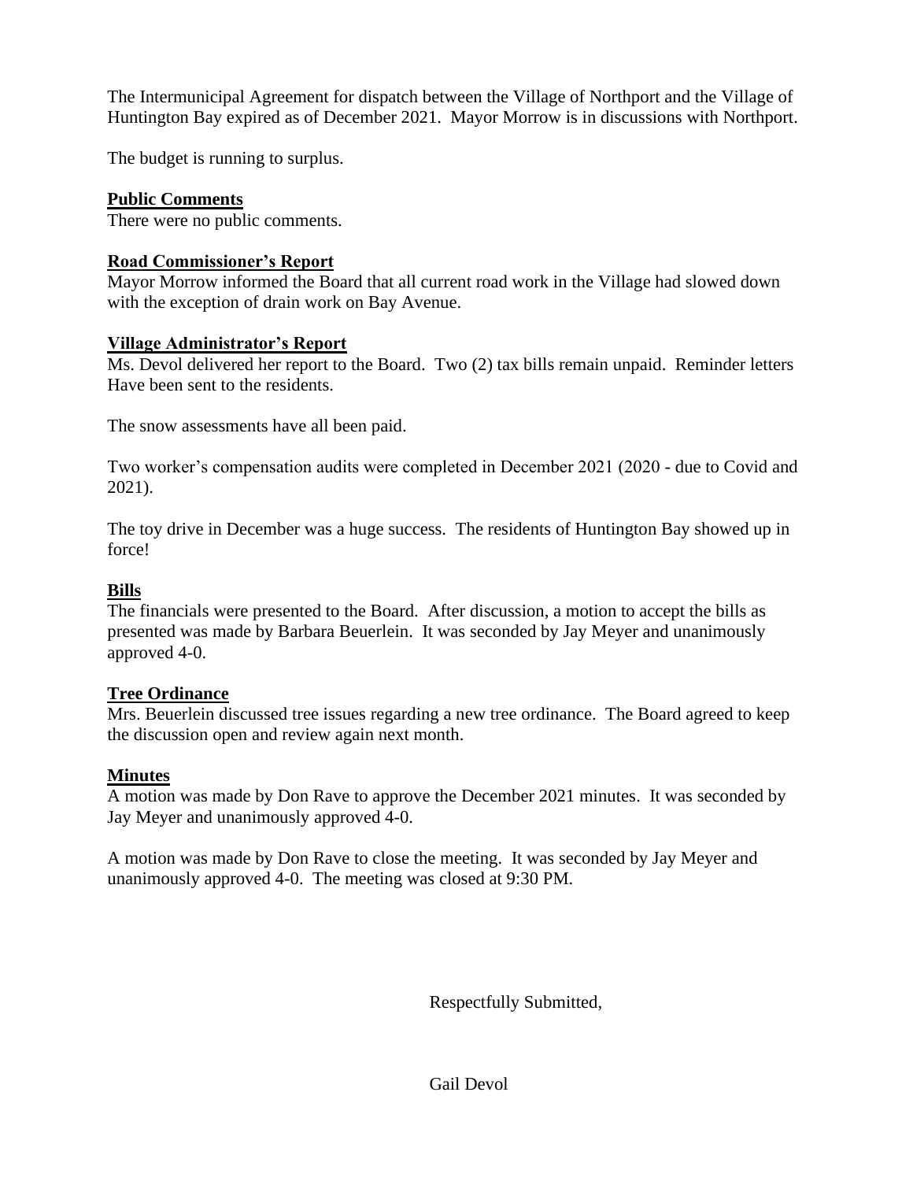The Intermunicipal Agreement for dispatch between the Village of Northport and the Village of Huntington Bay expired as of December 2021. Mayor Morrow is in discussions with Northport.

The budget is running to surplus.

**Public Comments**
There were no public comments.

**Road Commissioner's Report**
Mayor Morrow informed the Board that all current road work in the Village had slowed down with the exception of drain work on Bay Avenue.

**Village Administrator's Report**
Ms. Devol delivered her report to the Board. Two (2) tax bills remain unpaid. Reminder letters Have been sent to the residents.

The snow assessments have all been paid.

Two worker's compensation audits were completed in December 2021 (2020 - due to Covid and 2021).

The toy drive in December was a huge success. The residents of Huntington Bay showed up in force!

**Bills**
The financials were presented to the Board. After discussion, a motion to accept the bills as presented was made by Barbara Beuerlein. It was seconded by Jay Meyer and unanimously approved 4-0.

**Tree Ordinance**
Mrs. Beuerlein discussed tree issues regarding a new tree ordinance. The Board agreed to keep the discussion open and review again next month.

**Minutes**
A motion was made by Don Rave to approve the December 2021 minutes. It was seconded by Jay Meyer and unanimously approved 4-0.

A motion was made by Don Rave to close the meeting. It was seconded by Jay Meyer and unanimously approved 4-0. The meeting was closed at 9:30 PM.

Respectfully Submitted,

Gail Devol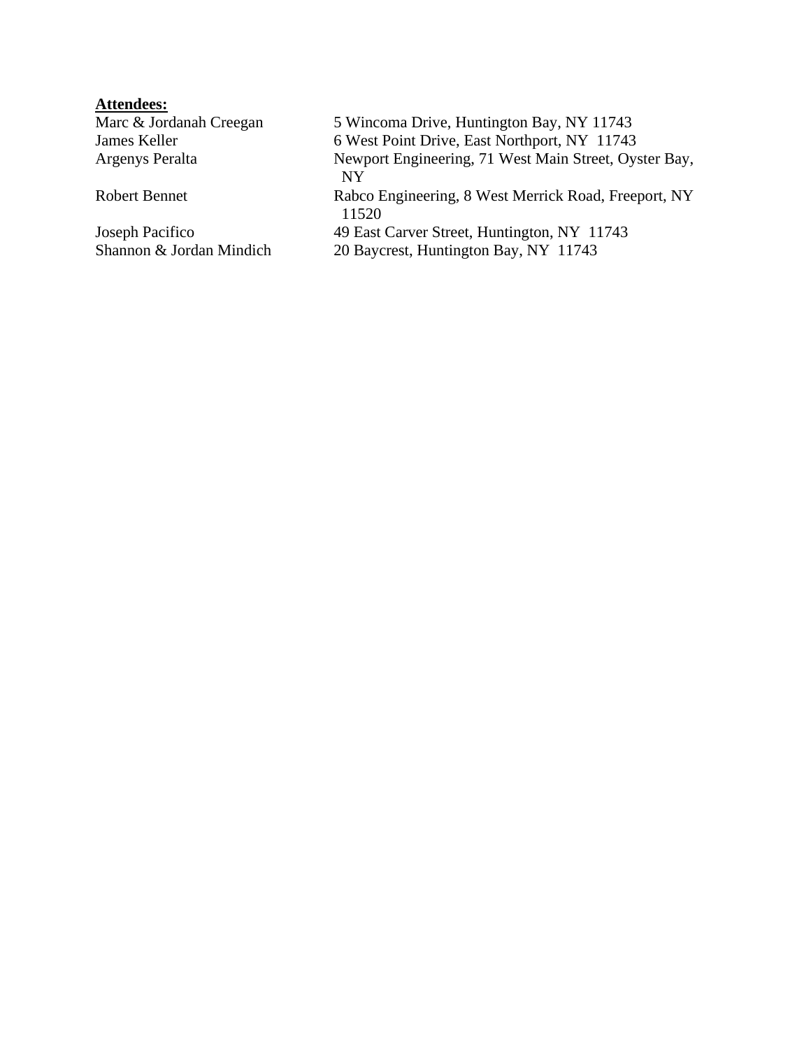**Attendees:**

| | |
|---|---|
| Marc & Jordanah Creegan | 5 Wincoma Drive, Huntington Bay, NY 11743 |
| James Keller | 6 West Point Drive, East Northport, NY 11743 |
| Argenys Peralta | Newport Engineering, 71 West Main Street, Oyster Bay, NY |
| Robert Bennet | Rabco Engineering, 8 West Merrick Road, Freeport, NY 11520 |
| Joseph Pacifico | 49 East Carver Street, Huntington, NY 11743 |
| Shannon & Jordan Mindich | 20 Baycrest, Huntington Bay, NY 11743 |